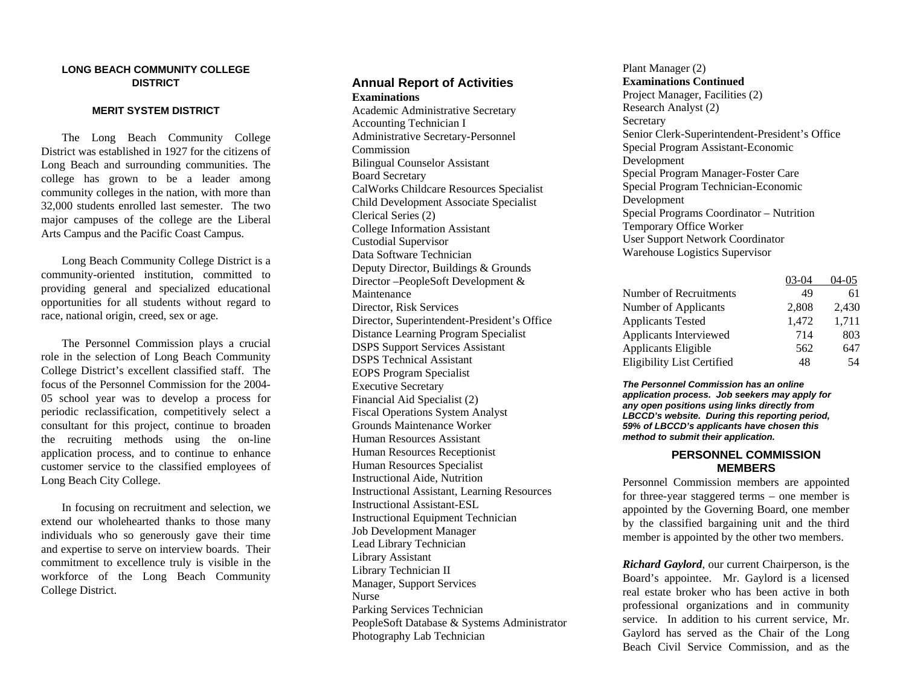## LONG BEACH COMMUNITY COLLEGE DISTRICT

### MERIT SYSTEM DISTRICT

The Long Beach Community College District was established in 1927 for the citizens of Long Beach and surrounding communities. The college has grown to be a leader among community colleges in the nation, with more than 32,000 students enrolled last semester. The two major campuses of the college are the Liberal Arts Campus and the Pacific Coast Campus.

Long Beach Community College District is a community-oriented institution, committed to providing general and specialized educational opportunities for all students without regard to race, national origin, creed, sex or age.

The Personnel Commission plays a crucial role in the selection of Long Beach Community College District's excellent classified staff. The focus of the Personnel Commission for the 2004-05 school year was to develop a process for periodic reclassification, competitively select a consultant for this project, continue to broaden the recruiting methods using the on-line application process, and to continue to enhance customer service to the classified employees of Long Beach City College.

In focusing on recruitment and selection, we extend our wholehearted thanks to those many individuals who so generously gave their time and expertise to serve on interview boards. Their commitment to excellence truly is visible in the workforce of the Long Beach Community College District.

## Annual Report of Activities

**Examinations**

Academic Administrative Secretary
Accounting Technician I
Administrative Secretary-Personnel Commission
Bilingual Counselor Assistant
Board Secretary
CalWorks Childcare Resources Specialist
Child Development Associate Specialist
Clerical Series (2)
College Information Assistant
Custodial Supervisor
Data Software Technician
Deputy Director, Buildings & Grounds
Director –PeopleSoft Development & Maintenance
Director, Risk Services
Director, Superintendent-President's Office
Distance Learning Program Specialist
DSPS Support Services Assistant
DSPS Technical Assistant
EOPS Program Specialist
Executive Secretary
Financial Aid Specialist (2)
Fiscal Operations System Analyst
Grounds Maintenance Worker
Human Resources Assistant
Human Resources Receptionist
Human Resources Specialist
Instructional Aide, Nutrition
Instructional Assistant, Learning Resources
Instructional Assistant-ESL
Instructional Equipment Technician
Job Development Manager
Lead Library Technician
Library Assistant
Library Technician II
Manager, Support Services
Nurse
Parking Services Technician
PeopleSoft Database & Systems Administrator
Photography Lab Technician
Plant Manager (2)

**Examinations Continued**

Project Manager, Facilities (2)
Research Analyst (2)
Secretary
Senior Clerk-Superintendent-President's Office
Special Program Assistant-Economic Development
Special Program Manager-Foster Care
Special Program Technician-Economic Development
Special Programs Coordinator – Nutrition
Temporary Office Worker
User Support Network Coordinator
Warehouse Logistics Supervisor

| | 03-04 | 04-05 |
|---|---|---|
| Number of Recruitments | 49 | 61 |
| Number of Applicants | 2,808 | 2,430 |
| Applicants Tested | 1,472 | 1,711 |
| Applicants Interviewed | 714 | 803 |
| Applicants Eligible | 562 | 647 |
| Eligibility List Certified | 48 | 54 |

***The Personnel Commission has an online application process. Job seekers may apply for any open positions using links directly from LBCCD's website. During this reporting period, 59% of LBCCD's applicants have chosen this method to submit their application.***

## PERSONNEL COMMISSION MEMBERS

Personnel Commission members are appointed for three-year staggered terms – one member is appointed by the Governing Board, one member by the classified bargaining unit and the third member is appointed by the other two members.

***Richard Gaylord***, our current Chairperson, is the Board's appointee. Mr. Gaylord is a licensed real estate broker who has been active in both professional organizations and in community service. In addition to his current service, Mr. Gaylord has served as the Chair of the Long Beach Civil Service Commission, and as the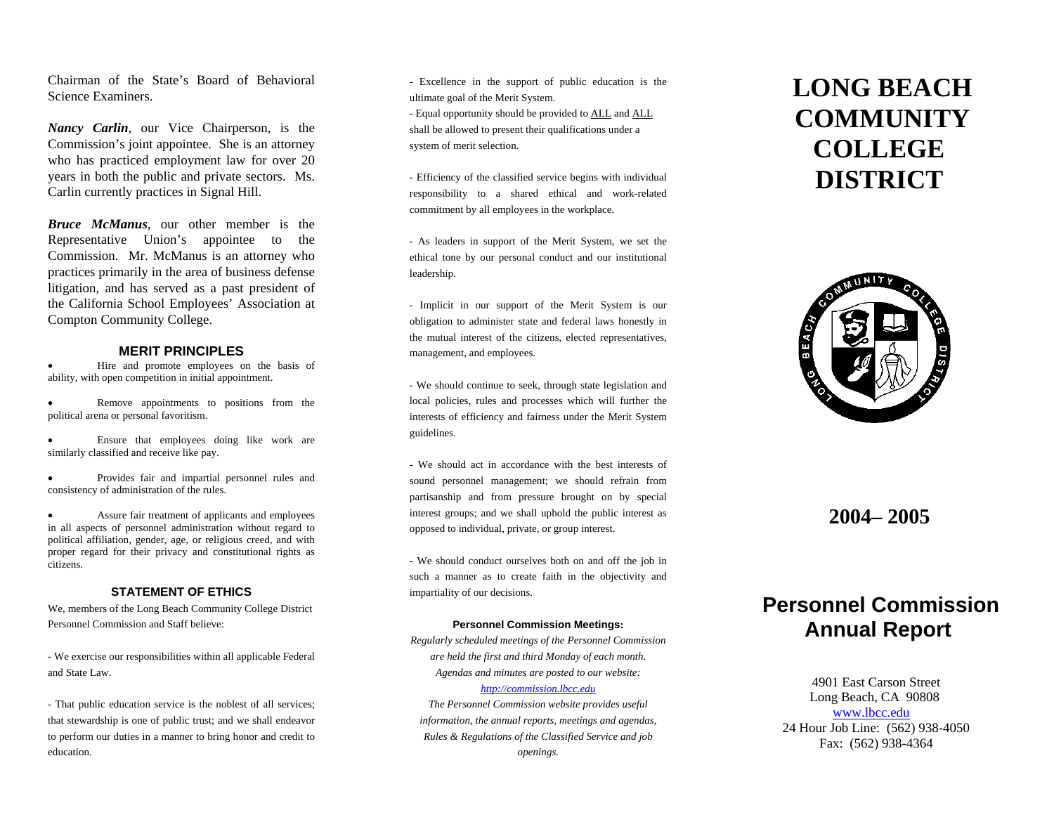Chairman of the State's Board of Behavioral Science Examiners.

***Nancy Carlin***, our Vice Chairperson, is the Commission's joint appointee. She is an attorney who has practiced employment law for over 20 years in both the public and private sectors. Ms. Carlin currently practices in Signal Hill.

***Bruce McManus***, our other member is the Representative Union's appointee to the Commission. Mr. McManus is an attorney who practices primarily in the area of business defense litigation, and has served as a past president of the California School Employees' Association at Compton Community College.

### MERIT PRINCIPLES

- Hire and promote employees on the basis of ability, with open competition in initial appointment.
- Remove appointments to positions from the political arena or personal favoritism.
- Ensure that employees doing like work are similarly classified and receive like pay.
- Provides fair and impartial personnel rules and consistency of administration of the rules.
- Assure fair treatment of applicants and employees in all aspects of personnel administration without regard to political affiliation, gender, age, or religious creed, and with proper regard for their privacy and constitutional rights as citizens.

### STATEMENT OF ETHICS

We, members of the Long Beach Community College District Personnel Commission and Staff believe:

- We exercise our responsibilities within all applicable Federal and State Law.

- That public education service is the noblest of all services; that stewardship is one of public trust; and we shall endeavor to perform our duties in a manner to bring honor and credit to education.

- Excellence in the support of public education is the ultimate goal of the Merit System.
- Equal opportunity should be provided to ALL and ALL shall be allowed to present their qualifications under a system of merit selection.

- Efficiency of the classified service begins with individual responsibility to a shared ethical and work-related commitment by all employees in the workplace.

- As leaders in support of the Merit System, we set the ethical tone by our personal conduct and our institutional leadership.

- Implicit in our support of the Merit System is our obligation to administer state and federal laws honestly in the mutual interest of the citizens, elected representatives, management, and employees.

- We should continue to seek, through state legislation and local policies, rules and processes which will further the interests of efficiency and fairness under the Merit System guidelines.

- We should act in accordance with the best interests of sound personnel management; we should refrain from partisanship and from pressure brought on by special interest groups; and we shall uphold the public interest as opposed to individual, private, or group interest.

- We should conduct ourselves both on and off the job in such a manner as to create faith in the objectivity and impartiality of our decisions.

#### Personnel Commission Meetings:

*Regularly scheduled meetings of the Personnel Commission are held the first and third Monday of each month. Agendas and minutes are posted to our website:* *http://commission.lbcc.edu*
*The Personnel Commission website provides useful information, the annual reports, meetings and agendas, Rules & Regulations of the Classified Service and job openings.*

# LONG BEACH COMMUNITY COLLEGE DISTRICT

LONG BEACH COMMUNITY COLLEGE DISTRICT

## 2004– 2005

## Personnel Commission Annual Report

4901 East Carson Street
Long Beach, CA 90808
www.lbcc.edu
24 Hour Job Line: (562) 938-4050
Fax: (562) 938-4364